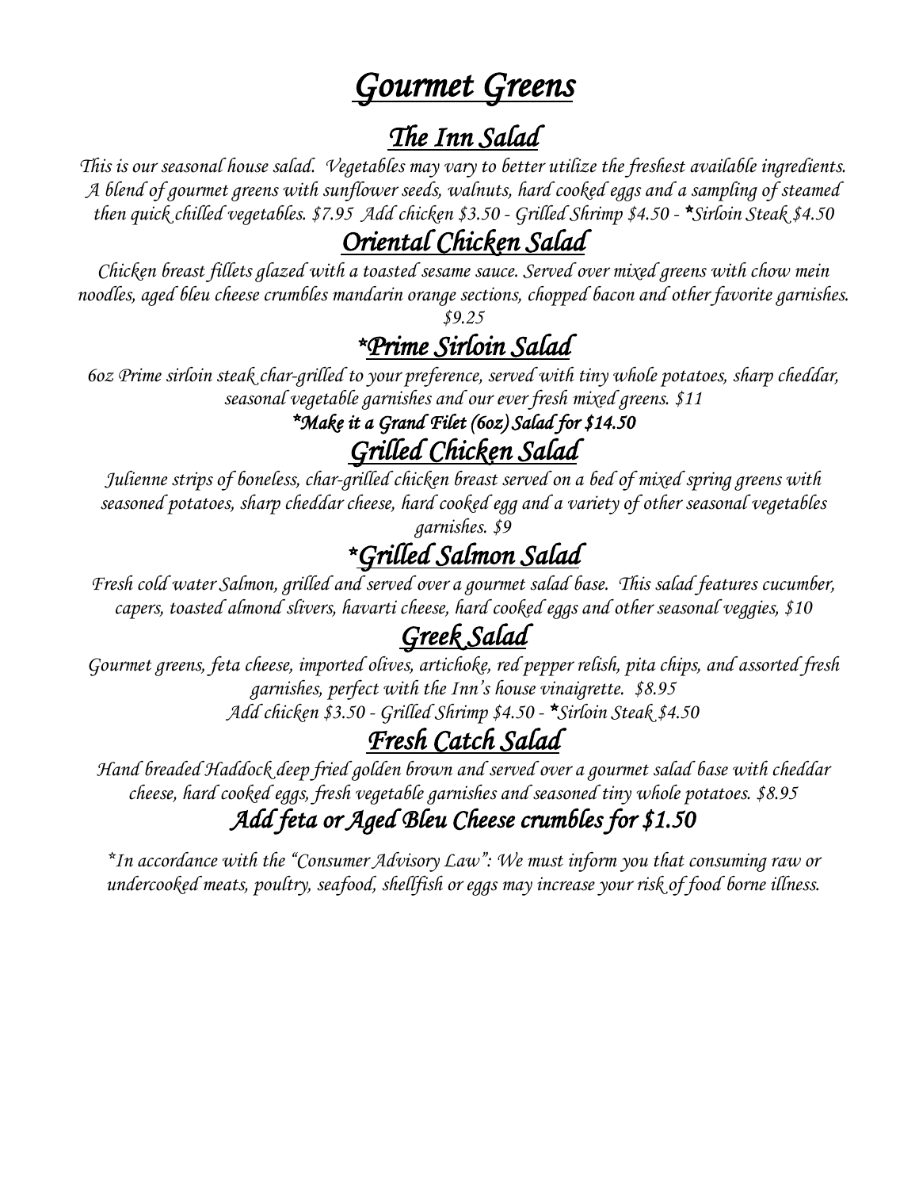# *Gourmet Greens*

## *The Inn Salad*

*This is our seasonal house salad. Vegetables may vary to better utilize the freshest available ingredients. A blend of gourmet greens with sunflower seeds, walnuts, hard cooked eggs and a sampling of steamed then quick chilled vegetables. $7.95 Add chicken $3.50 - Grilled Shrimp $4.50 - *Sirloin Steak $4.50*

## *Oriental Chicken Salad*

*Chicken breast fillets glazed with a toasted sesame sauce. Served over mixed greens with chow mein noodles, aged bleu cheese crumbles mandarin orange sections, chopped bacon and other favorite garnishes. $9.25*

## *\*Prime Sirloin Salad*

*6oz Prime sirloin steak char-grilled to your preference, served with tiny whole potatoes, sharp cheddar, seasonal vegetable garnishes and our ever fresh mixed greens. $11*

***Make it a Grand Filet (6oz) Salad for $14.50***

## *Grilled Chicken Salad*

*Julienne strips of boneless, char-grilled chicken breast served on a bed of mixed spring greens with seasoned potatoes, sharp cheddar cheese, hard cooked egg and a variety of other seasonal vegetables garnishes. $9*

## *\*Grilled Salmon Salad*

*Fresh cold water Salmon, grilled and served over a gourmet salad base. This salad features cucumber, capers, toasted almond slivers, havarti cheese, hard cooked eggs and other seasonal veggies, $10*

## *Greek Salad*

*Gourmet greens, feta cheese, imported olives, artichoke, red pepper relish, pita chips, and assorted fresh garnishes, perfect with the Inn's house vinaigrette. $8.95*
*Add chicken $3.50 - Grilled Shrimp $4.50 - *Sirloin Steak $4.50*

## *Fresh Catch Salad*

*Hand breaded Haddock deep fried golden brown and served over a gourmet salad base with cheddar cheese, hard cooked eggs, fresh vegetable garnishes and seasoned tiny whole potatoes. $8.95*

### *Add feta or Aged Bleu Cheese crumbles for $1.50*

*\*In accordance with the "Consumer Advisory Law": We must inform you that consuming raw or undercooked meats, poultry, seafood, shellfish or eggs may increase your risk of food borne illness.*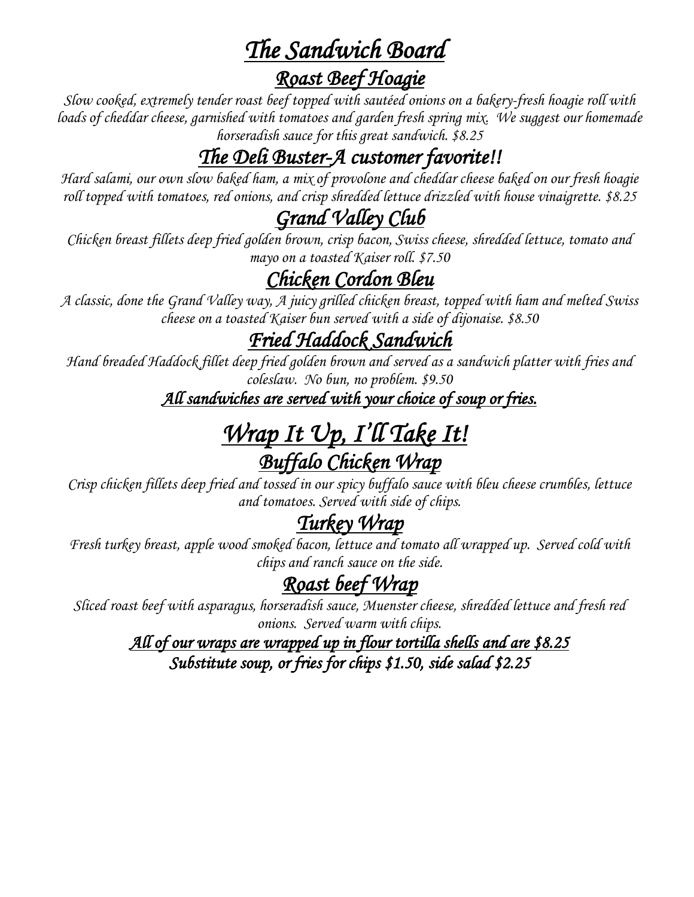# *The Sandwich Board*

## *Roast Beef Hoagie*

*Slow cooked, extremely tender roast beef topped with sautéed onions on a bakery-fresh hoagie roll with loads of cheddar cheese, garnished with tomatoes and garden fresh spring mix. We suggest our homemade horseradish sauce for this great sandwich. $8.25*

## *The Deli Buster-A customer favorite!!*

*Hard salami, our own slow baked ham, a mix of provolone and cheddar cheese baked on our fresh hoagie roll topped with tomatoes, red onions, and crisp shredded lettuce drizzled with house vinaigrette. $8.25*

## *Grand Valley Club*

*Chicken breast fillets deep fried golden brown, crisp bacon, Swiss cheese, shredded lettuce, tomato and mayo on a toasted Kaiser roll. $7.50*

## *Chicken Cordon Bleu*

*A classic, done the Grand Valley way, A juicy grilled chicken breast, topped with ham and melted Swiss cheese on a toasted Kaiser bun served with a side of dijonaise. $8.50*

## *Fried Haddock Sandwich*

*Hand breaded Haddock fillet deep fried golden brown and served as a sandwich platter with fries and coleslaw. No bun, no problem. $9.50*

***All sandwiches are served with your choice of soup or fries.***

# *Wrap It Up, I'll Take It!*

## *Buffalo Chicken Wrap*

*Crisp chicken fillets deep fried and tossed in our spicy buffalo sauce with bleu cheese crumbles, lettuce and tomatoes. Served with side of chips.*

## *Turkey Wrap*

*Fresh turkey breast, apple wood smoked bacon, lettuce and tomato all wrapped up. Served cold with chips and ranch sauce on the side.*

## *Roast beef Wrap*

*Sliced roast beef with asparagus, horseradish sauce, Muenster cheese, shredded lettuce and fresh red onions. Served warm with chips.*

***All of our wraps are wrapped up in flour tortilla shells and are $8.25***

***Substitute soup, or fries for chips $1.50, side salad $2.25***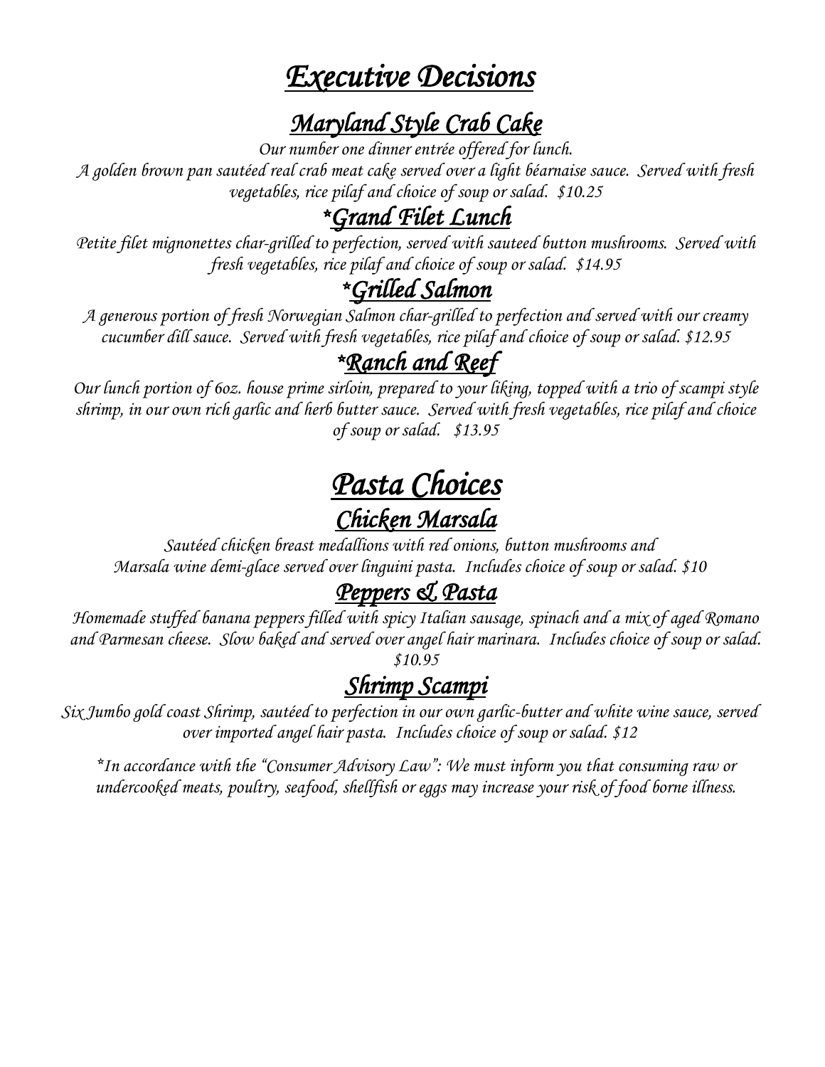# *Executive Decisions*

## *Maryland Style Crab Cake*

*Our number one dinner entrée offered for lunch.*
*A golden brown pan sautéed real crab meat cake served over a light béarnaise sauce. Served with fresh vegetables, rice pilaf and choice of soup or salad. $10.25*

## *\*Grand Filet Lunch*

*Petite filet mignonettes char-grilled to perfection, served with sauteed button mushrooms. Served with fresh vegetables, rice pilaf and choice of soup or salad. $14.95*

## *\*Grilled Salmon*

*A generous portion of fresh Norwegian Salmon char-grilled to perfection and served with our creamy cucumber dill sauce. Served with fresh vegetables, rice pilaf and choice of soup or salad. $12.95*

## *\*Ranch and Reef*

*Our lunch portion of 6oz. house prime sirloin, prepared to your liking, topped with a trio of scampi style shrimp, in our own rich garlic and herb butter sauce. Served with fresh vegetables, rice pilaf and choice of soup or salad. $13.95*

# *Pasta Choices*

## *Chicken Marsala*

*Sautéed chicken breast medallions with red onions, button mushrooms and Marsala wine demi-glace served over linguini pasta. Includes choice of soup or salad. $10*

## *Peppers & Pasta*

*Homemade stuffed banana peppers filled with spicy Italian sausage, spinach and a mix of aged Romano and Parmesan cheese. Slow baked and served over angel hair marinara. Includes choice of soup or salad. $10.95*

## *Shrimp Scampi*

*Six Jumbo gold coast Shrimp, sautéed to perfection in our own garlic-butter and white wine sauce, served over imported angel hair pasta. Includes choice of soup or salad. $12*

*\*In accordance with the "Consumer Advisory Law": We must inform you that consuming raw or undercooked meats, poultry, seafood, shellfish or eggs may increase your risk of food borne illness.*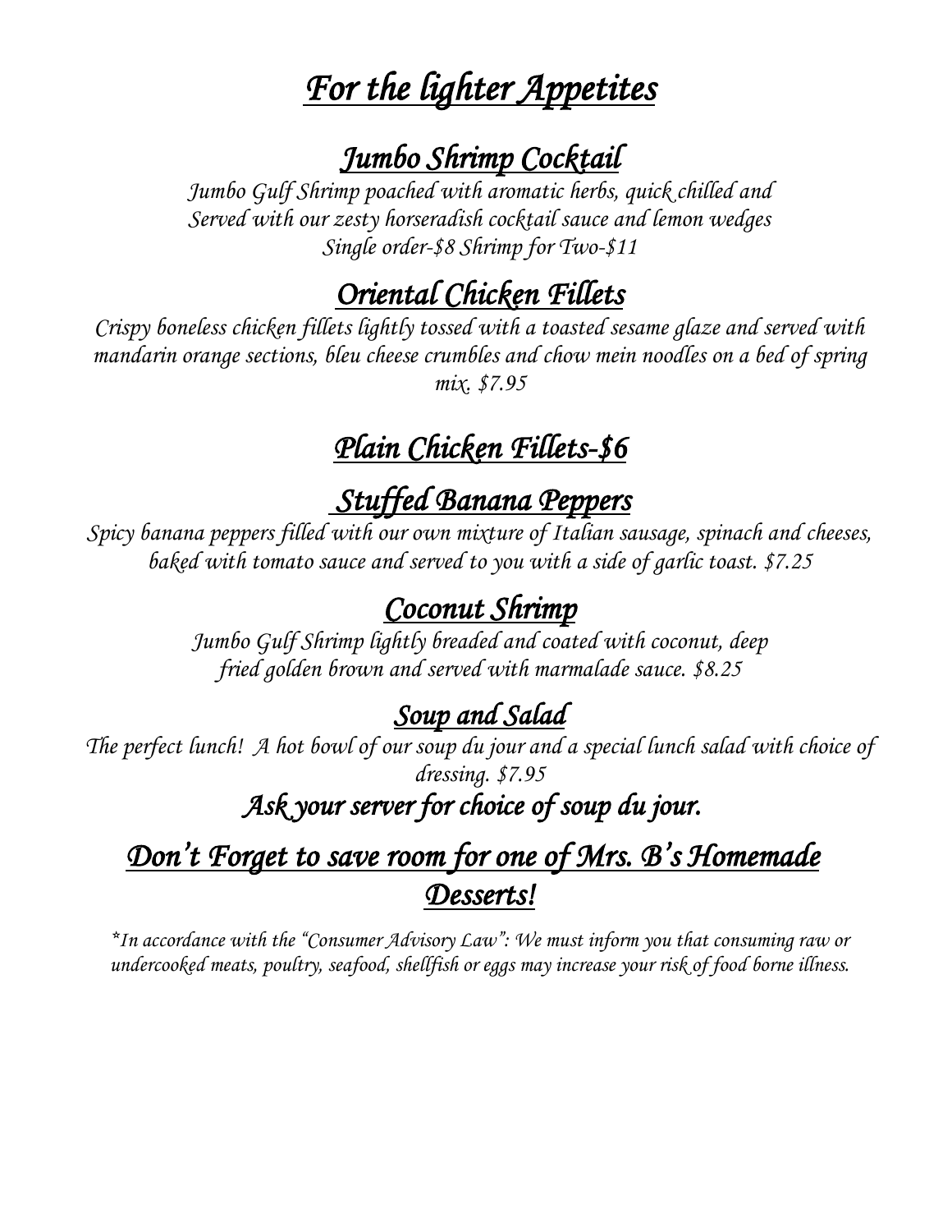# *For the lighter Appetites*

## *Jumbo Shrimp Cocktail*

*Jumbo Gulf Shrimp poached with aromatic herbs, quick chilled and Served with our zesty horseradish cocktail sauce and lemon wedges Single order-$8 Shrimp for Two-$11*

## *Oriental Chicken Fillets*

*Crispy boneless chicken fillets lightly tossed with a toasted sesame glaze and served with mandarin orange sections, bleu cheese crumbles and chow mein noodles on a bed of spring mix. $7.95*

## *Plain Chicken Fillets-$6*

## *Stuffed Banana Peppers*

*Spicy banana peppers filled with our own mixture of Italian sausage, spinach and cheeses, baked with tomato sauce and served to you with a side of garlic toast. $7.25*

## *Coconut Shrimp*

*Jumbo Gulf Shrimp lightly breaded and coated with coconut, deep fried golden brown and served with marmalade sauce. $8.25*

## *Soup and Salad*

*The perfect lunch! A hot bowl of our soup du jour and a special lunch salad with choice of dressing. $7.95*

### *Ask your server for choice of soup du jour.*

## *Don't Forget to save room for one of Mrs. B's Homemade Desserts!*

*\*In accordance with the "Consumer Advisory Law": We must inform you that consuming raw or undercooked meats, poultry, seafood, shellfish or eggs may increase your risk of food borne illness.*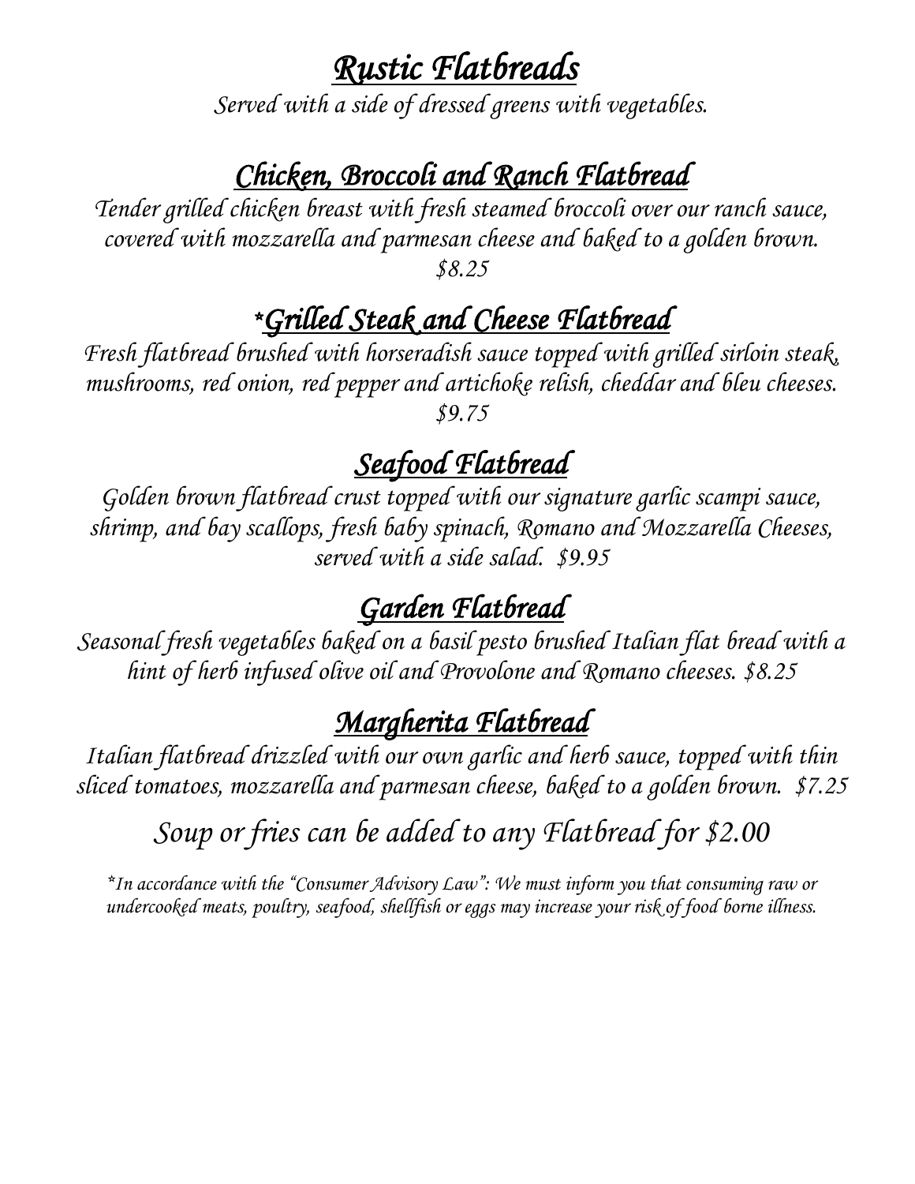# *Rustic Flatbreads*

*Served with a side of dressed greens with vegetables.*

## *Chicken, Broccoli and Ranch Flatbread*

*Tender grilled chicken breast with fresh steamed broccoli over our ranch sauce, covered with mozzarella and parmesan cheese and baked to a golden brown.*
*$8.25*

## *\*Grilled Steak and Cheese Flatbread*

*Fresh flatbread brushed with horseradish sauce topped with grilled sirloin steak, mushrooms, red onion, red pepper and artichoke relish, cheddar and bleu cheeses.*
*$9.75*

## *Seafood Flatbread*

*Golden brown flatbread crust topped with our signature garlic scampi sauce, shrimp, and bay scallops, fresh baby spinach, Romano and Mozzarella Cheeses, served with a side salad. $9.95*

## *Garden Flatbread*

*Seasonal fresh vegetables baked on a basil pesto brushed Italian flat bread with a hint of herb infused olive oil and Provolone and Romano cheeses. $8.25*

## *Margherita Flatbread*

*Italian flatbread drizzled with our own garlic and herb sauce, topped with thin sliced tomatoes, mozzarella and parmesan cheese, baked to a golden brown. $7.25*

*Soup or fries can be added to any Flatbread for $2.00*

*\*In accordance with the "Consumer Advisory Law": We must inform you that consuming raw or undercooked meats, poultry, seafood, shellfish or eggs may increase your risk of food borne illness.*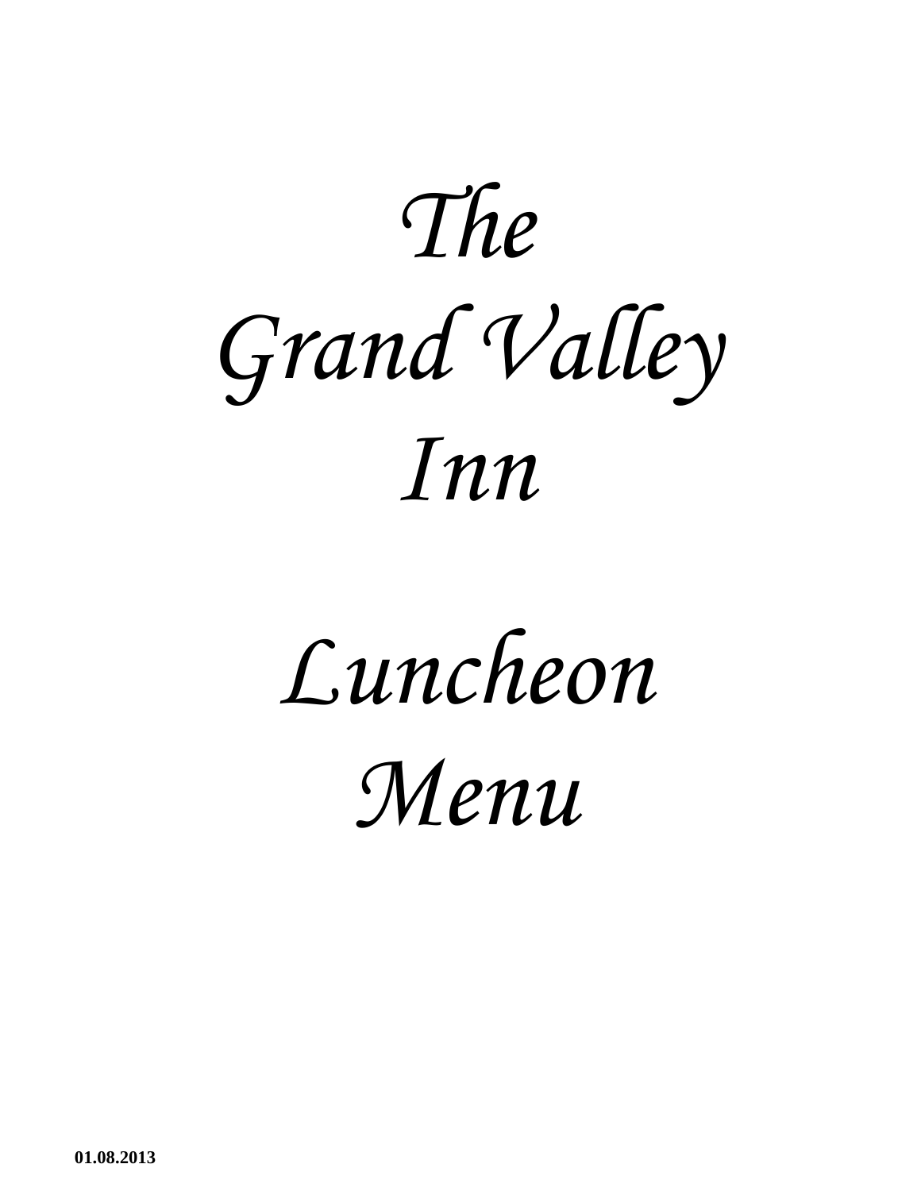# *The Grand Valley Inn*

# *Luncheon Menu*

**01.08.2013**